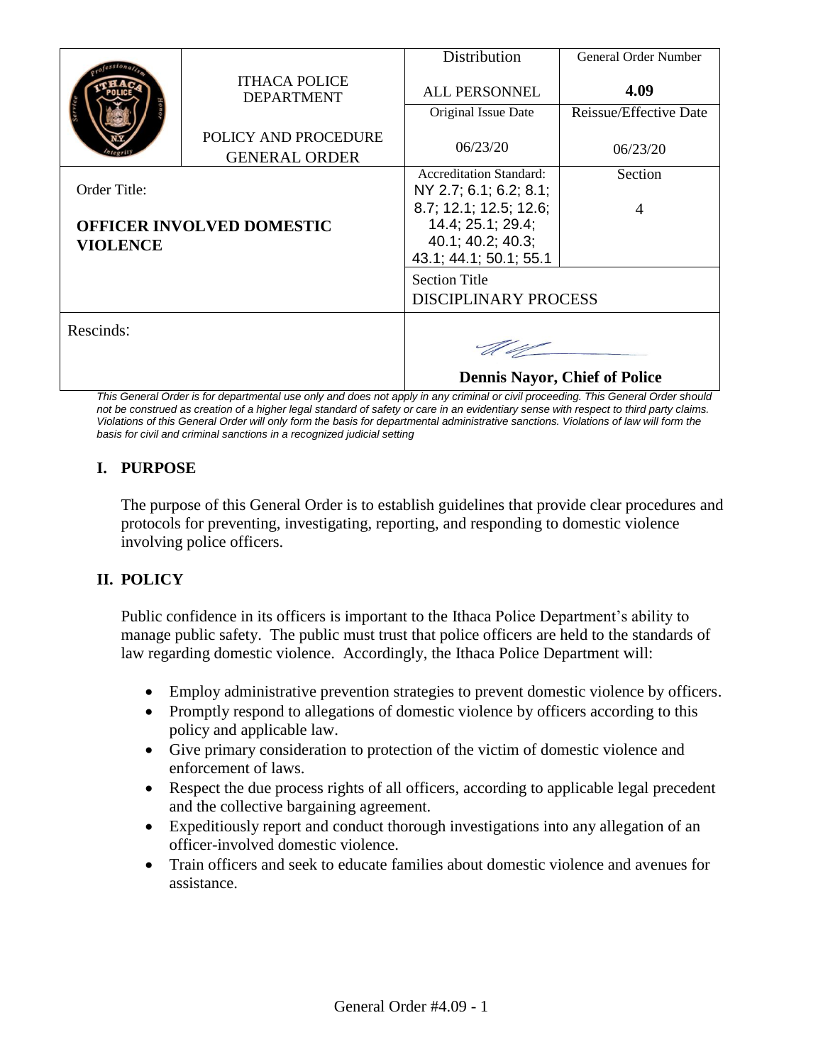| | ITHACA POLICE DEPARTMENT<br><br>POLICY AND PROCEDURE GENERAL ORDER | Distribution<br><br>ALL PERSONNEL | General Order Number<br><br>**4.09** |
|---|---|---|---|
| | | Original Issue Date<br><br>06/23/20 | Reissue/Effective Date<br><br>06/23/20 |
| Order Title:<br><br>**OFFICER INVOLVED DOMESTIC VIOLENCE** | | Accreditation Standard:<br>NY 2.7; 6.1; 6.2; 8.1; 8.7; 12.1; 12.5; 12.6; 14.4; 25.1; 29.4; 40.1; 40.2; 40.3; 43.1; 44.1; 50.1; 55.1 | Section<br><br>4 |
| | | Section Title<br>DISCIPLINARY PROCESS | |
| Rescinds: | | **Dennis Nayor, Chief of Police** | |

*This General Order is for departmental use only and does not apply in any criminal or civil proceeding. This General Order should not be construed as creation of a higher legal standard of safety or care in an evidentiary sense with respect to third party claims. Violations of this General Order will only form the basis for departmental administrative sanctions. Violations of law will form the basis for civil and criminal sanctions in a recognized judicial setting*

## I. PURPOSE

The purpose of this General Order is to establish guidelines that provide clear procedures and protocols for preventing, investigating, reporting, and responding to domestic violence involving police officers.

## II. POLICY

Public confidence in its officers is important to the Ithaca Police Department's ability to manage public safety. The public must trust that police officers are held to the standards of law regarding domestic violence. Accordingly, the Ithaca Police Department will:

- Employ administrative prevention strategies to prevent domestic violence by officers.
- Promptly respond to allegations of domestic violence by officers according to this policy and applicable law.
- Give primary consideration to protection of the victim of domestic violence and enforcement of laws.
- Respect the due process rights of all officers, according to applicable legal precedent and the collective bargaining agreement.
- Expeditiously report and conduct thorough investigations into any allegation of an officer-involved domestic violence.
- Train officers and seek to educate families about domestic violence and avenues for assistance.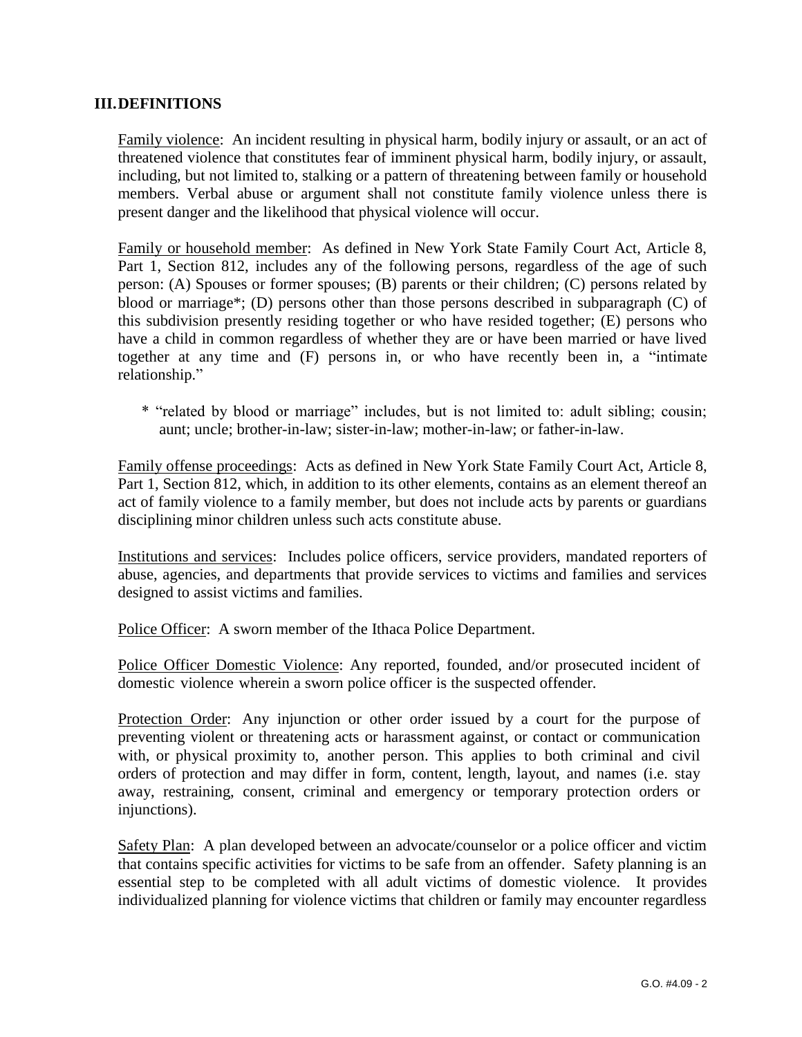## III. DEFINITIONS

Family violence: An incident resulting in physical harm, bodily injury or assault, or an act of threatened violence that constitutes fear of imminent physical harm, bodily injury, or assault, including, but not limited to, stalking or a pattern of threatening between family or household members. Verbal abuse or argument shall not constitute family violence unless there is present danger and the likelihood that physical violence will occur.

Family or household member: As defined in New York State Family Court Act, Article 8, Part 1, Section 812, includes any of the following persons, regardless of the age of such person: (A) Spouses or former spouses; (B) parents or their children; (C) persons related by blood or marriage*; (D) persons other than those persons described in subparagraph (C) of this subdivision presently residing together or who have resided together; (E) persons who have a child in common regardless of whether they are or have been married or have lived together at any time and (F) persons in, or who have recently been in, a "intimate relationship."

\* "related by blood or marriage" includes, but is not limited to: adult sibling; cousin; aunt; uncle; brother-in-law; sister-in-law; mother-in-law; or father-in-law.

Family offense proceedings: Acts as defined in New York State Family Court Act, Article 8, Part 1, Section 812, which, in addition to its other elements, contains as an element thereof an act of family violence to a family member, but does not include acts by parents or guardians disciplining minor children unless such acts constitute abuse.

Institutions and services: Includes police officers, service providers, mandated reporters of abuse, agencies, and departments that provide services to victims and families and services designed to assist victims and families.

Police Officer: A sworn member of the Ithaca Police Department.

Police Officer Domestic Violence: Any reported, founded, and/or prosecuted incident of domestic violence wherein a sworn police officer is the suspected offender.

Protection Order: Any injunction or other order issued by a court for the purpose of preventing violent or threatening acts or harassment against, or contact or communication with, or physical proximity to, another person. This applies to both criminal and civil orders of protection and may differ in form, content, length, layout, and names (i.e. stay away, restraining, consent, criminal and emergency or temporary protection orders or injunctions).

Safety Plan: A plan developed between an advocate/counselor or a police officer and victim that contains specific activities for victims to be safe from an offender. Safety planning is an essential step to be completed with all adult victims of domestic violence. It provides individualized planning for violence victims that children or family may encounter regardless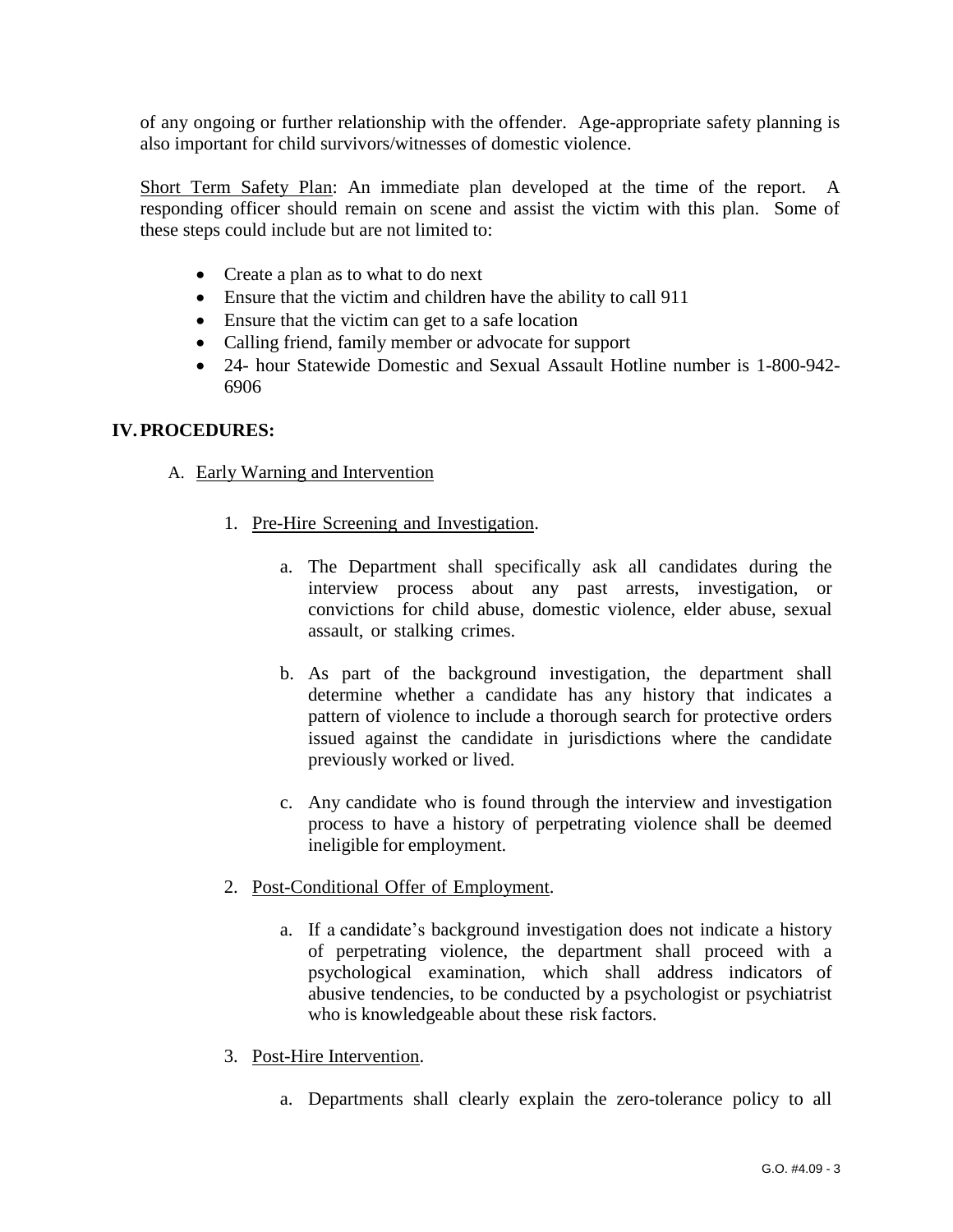of any ongoing or further relationship with the offender. Age-appropriate safety planning is also important for child survivors/witnesses of domestic violence.

Short Term Safety Plan: An immediate plan developed at the time of the report. A responding officer should remain on scene and assist the victim with this plan. Some of these steps could include but are not limited to:

- Create a plan as to what to do next
- Ensure that the victim and children have the ability to call 911
- Ensure that the victim can get to a safe location
- Calling friend, family member or advocate for support
- 24- hour Statewide Domestic and Sexual Assault Hotline number is 1-800-942-6906

## IV. PROCEDURES:

A. Early Warning and Intervention

1. Pre-Hire Screening and Investigation.

   a. The Department shall specifically ask all candidates during the interview process about any past arrests, investigation, or convictions for child abuse, domestic violence, elder abuse, sexual assault, or stalking crimes.

   b. As part of the background investigation, the department shall determine whether a candidate has any history that indicates a pattern of violence to include a thorough search for protective orders issued against the candidate in jurisdictions where the candidate previously worked or lived.

   c. Any candidate who is found through the interview and investigation process to have a history of perpetrating violence shall be deemed ineligible for employment.

2. Post-Conditional Offer of Employment.

   a. If a candidate's background investigation does not indicate a history of perpetrating violence, the department shall proceed with a psychological examination, which shall address indicators of abusive tendencies, to be conducted by a psychologist or psychiatrist who is knowledgeable about these risk factors.

3. Post-Hire Intervention.

   a. Departments shall clearly explain the zero-tolerance policy to all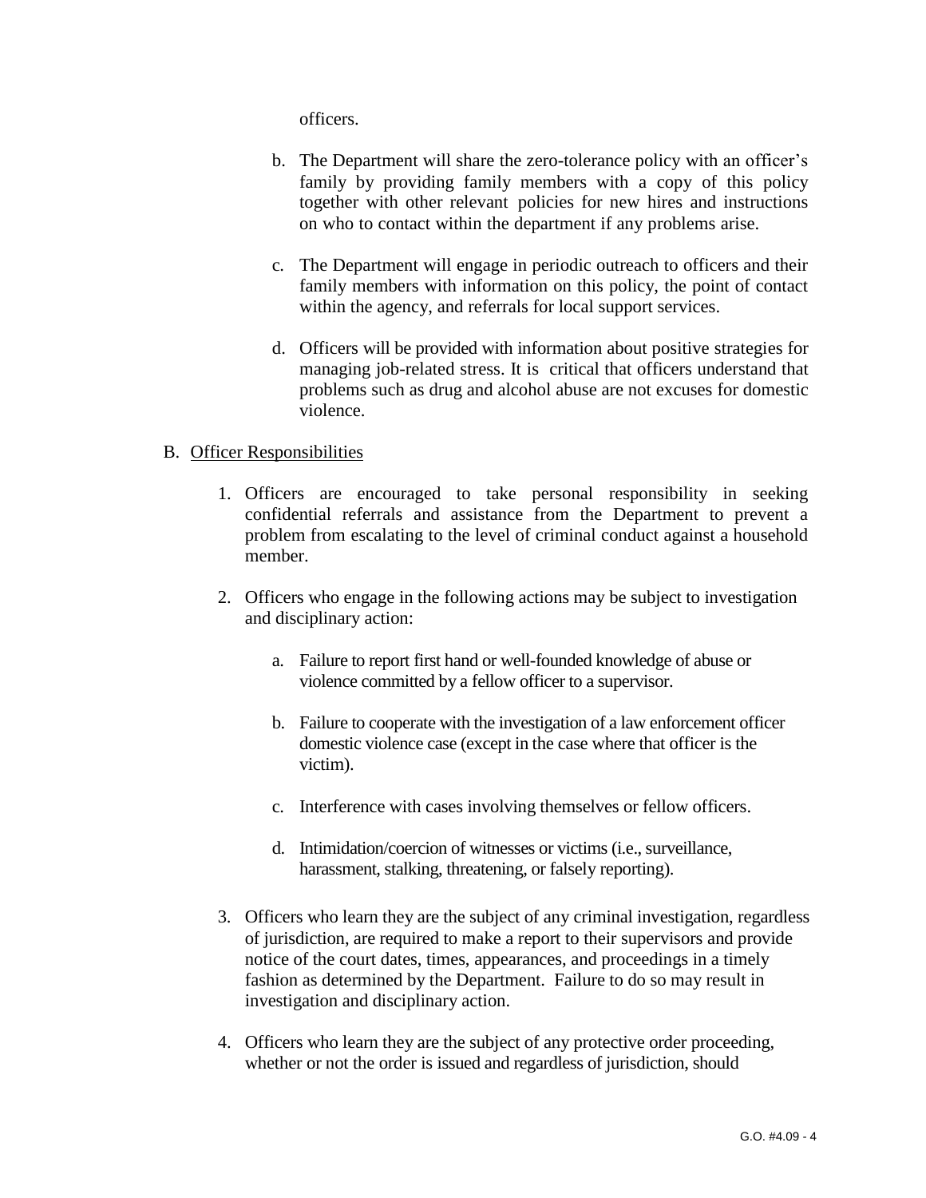officers.

b. The Department will share the zero-tolerance policy with an officer's family by providing family members with a copy of this policy together with other relevant policies for new hires and instructions on who to contact within the department if any problems arise.

c. The Department will engage in periodic outreach to officers and their family members with information on this policy, the point of contact within the agency, and referrals for local support services.

d. Officers will be provided with information about positive strategies for managing job-related stress. It is critical that officers understand that problems such as drug and alcohol abuse are not excuses for domestic violence.

B. Officer Responsibilities

1. Officers are encouraged to take personal responsibility in seeking confidential referrals and assistance from the Department to prevent a problem from escalating to the level of criminal conduct against a household member.

2. Officers who engage in the following actions may be subject to investigation and disciplinary action:

   a. Failure to report first hand or well-founded knowledge of abuse or violence committed by a fellow officer to a supervisor.

   b. Failure to cooperate with the investigation of a law enforcement officer domestic violence case (except in the case where that officer is the victim).

   c. Interference with cases involving themselves or fellow officers.

   d. Intimidation/coercion of witnesses or victims (i.e., surveillance, harassment, stalking, threatening, or falsely reporting).

3. Officers who learn they are the subject of any criminal investigation, regardless of jurisdiction, are required to make a report to their supervisors and provide notice of the court dates, times, appearances, and proceedings in a timely fashion as determined by the Department. Failure to do so may result in investigation and disciplinary action.

4. Officers who learn they are the subject of any protective order proceeding, whether or not the order is issued and regardless of jurisdiction, should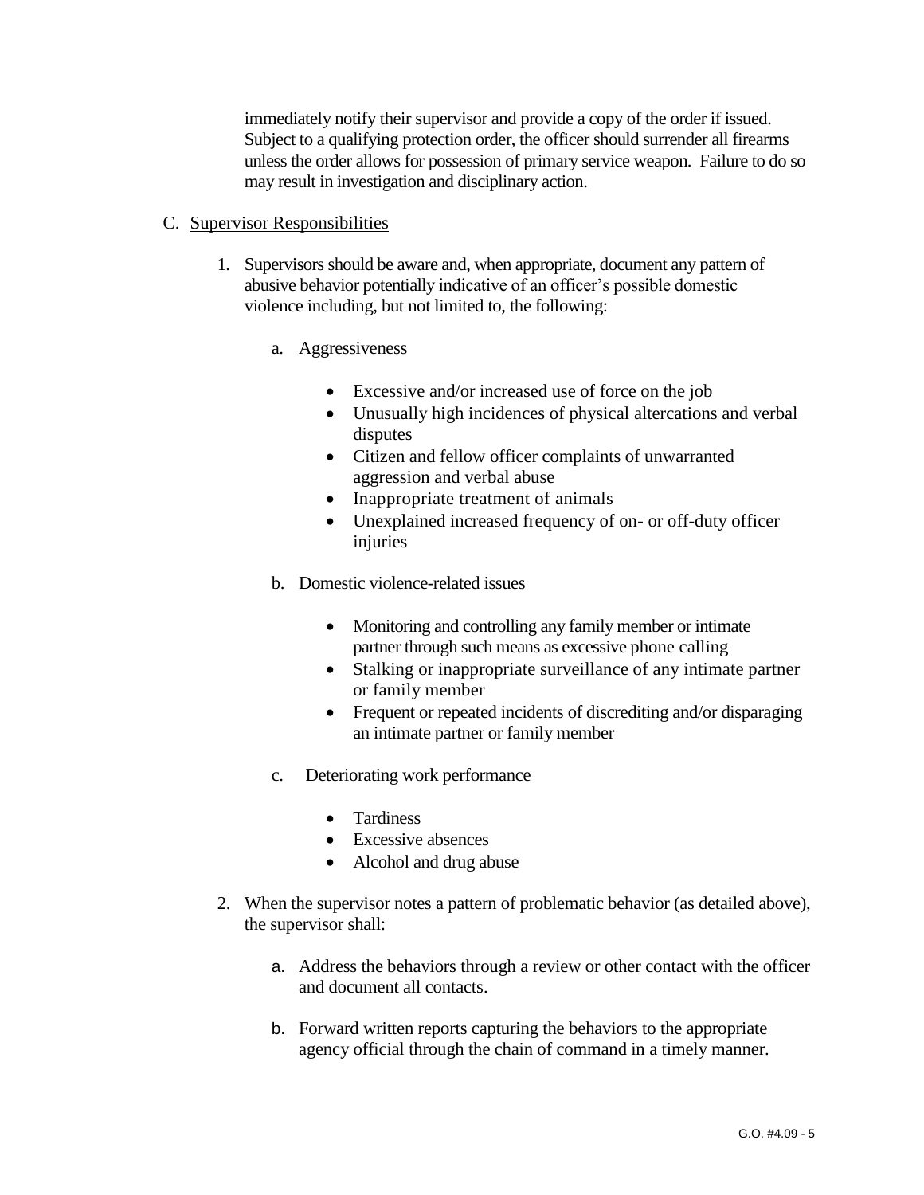immediately notify their supervisor and provide a copy of the order if issued. Subject to a qualifying protection order, the officer should surrender all firearms unless the order allows for possession of primary service weapon. Failure to do so may result in investigation and disciplinary action.

C. Supervisor Responsibilities

1. Supervisors should be aware and, when appropriate, document any pattern of abusive behavior potentially indicative of an officer's possible domestic violence including, but not limited to, the following:

   a. Aggressiveness

      - Excessive and/or increased use of force on the job
      - Unusually high incidences of physical altercations and verbal disputes
      - Citizen and fellow officer complaints of unwarranted aggression and verbal abuse
      - Inappropriate treatment of animals
      - Unexplained increased frequency of on- or off-duty officer injuries

   b. Domestic violence-related issues

      - Monitoring and controlling any family member or intimate partner through such means as excessive phone calling
      - Stalking or inappropriate surveillance of any intimate partner or family member
      - Frequent or repeated incidents of discrediting and/or disparaging an intimate partner or family member

   c. Deteriorating work performance

      - Tardiness
      - Excessive absences
      - Alcohol and drug abuse

2. When the supervisor notes a pattern of problematic behavior (as detailed above), the supervisor shall:

   a. Address the behaviors through a review or other contact with the officer and document all contacts.

   b. Forward written reports capturing the behaviors to the appropriate agency official through the chain of command in a timely manner.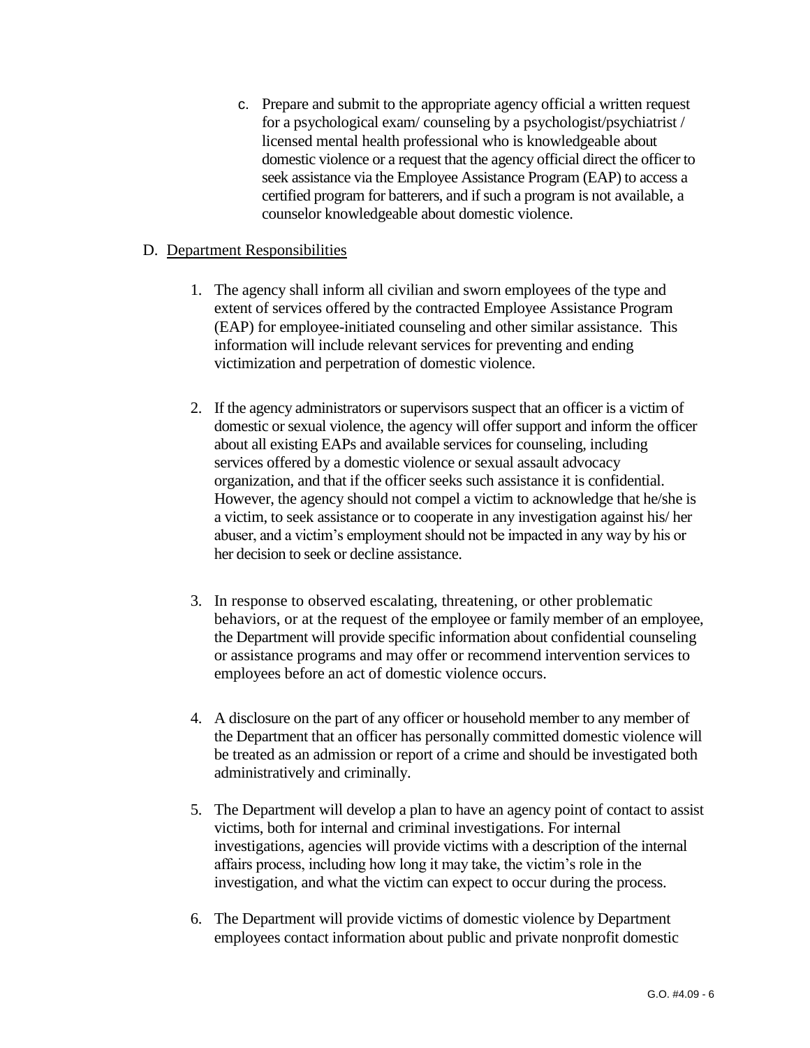c. Prepare and submit to the appropriate agency official a written request for a psychological exam/ counseling by a psychologist/psychiatrist / licensed mental health professional who is knowledgeable about domestic violence or a request that the agency official direct the officer to seek assistance via the Employee Assistance Program (EAP) to access a certified program for batterers, and if such a program is not available, a counselor knowledgeable about domestic violence.

D. Department Responsibilities

1. The agency shall inform all civilian and sworn employees of the type and extent of services offered by the contracted Employee Assistance Program (EAP) for employee-initiated counseling and other similar assistance. This information will include relevant services for preventing and ending victimization and perpetration of domestic violence.

2. If the agency administrators or supervisors suspect that an officer is a victim of domestic or sexual violence, the agency will offer support and inform the officer about all existing EAPs and available services for counseling, including services offered by a domestic violence or sexual assault advocacy organization, and that if the officer seeks such assistance it is confidential. However, the agency should not compel a victim to acknowledge that he/she is a victim, to seek assistance or to cooperate in any investigation against his/ her abuser, and a victim's employment should not be impacted in any way by his or her decision to seek or decline assistance.

3. In response to observed escalating, threatening, or other problematic behaviors, or at the request of the employee or family member of an employee, the Department will provide specific information about confidential counseling or assistance programs and may offer or recommend intervention services to employees before an act of domestic violence occurs.

4. A disclosure on the part of any officer or household member to any member of the Department that an officer has personally committed domestic violence will be treated as an admission or report of a crime and should be investigated both administratively and criminally.

5. The Department will develop a plan to have an agency point of contact to assist victims, both for internal and criminal investigations. For internal investigations, agencies will provide victims with a description of the internal affairs process, including how long it may take, the victim's role in the investigation, and what the victim can expect to occur during the process.

6. The Department will provide victims of domestic violence by Department employees contact information about public and private nonprofit domestic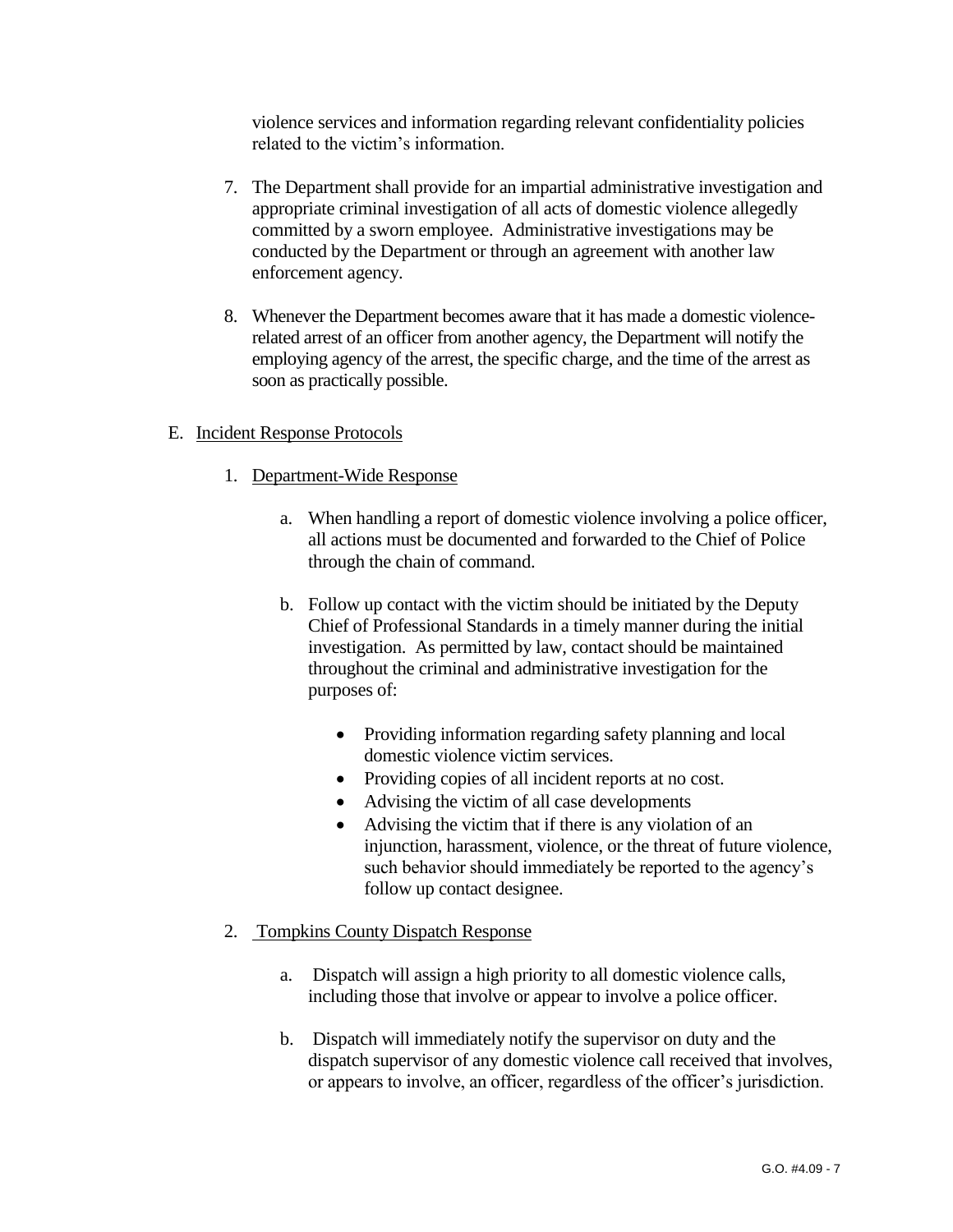violence services and information regarding relevant confidentiality policies related to the victim's information.

7. The Department shall provide for an impartial administrative investigation and appropriate criminal investigation of all acts of domestic violence allegedly committed by a sworn employee. Administrative investigations may be conducted by the Department or through an agreement with another law enforcement agency.

8. Whenever the Department becomes aware that it has made a domestic violence-related arrest of an officer from another agency, the Department will notify the employing agency of the arrest, the specific charge, and the time of the arrest as soon as practically possible.

E. Incident Response Protocols

   1. Department-Wide Response

      a. When handling a report of domestic violence involving a police officer, all actions must be documented and forwarded to the Chief of Police through the chain of command.

      b. Follow up contact with the victim should be initiated by the Deputy Chief of Professional Standards in a timely manner during the initial investigation. As permitted by law, contact should be maintained throughout the criminal and administrative investigation for the purposes of:

         - Providing information regarding safety planning and local domestic violence victim services.
         - Providing copies of all incident reports at no cost.
         - Advising the victim of all case developments
         - Advising the victim that if there is any violation of an injunction, harassment, violence, or the threat of future violence, such behavior should immediately be reported to the agency's follow up contact designee.

   2. Tompkins County Dispatch Response

      a. Dispatch will assign a high priority to all domestic violence calls, including those that involve or appear to involve a police officer.

      b. Dispatch will immediately notify the supervisor on duty and the dispatch supervisor of any domestic violence call received that involves, or appears to involve, an officer, regardless of the officer's jurisdiction.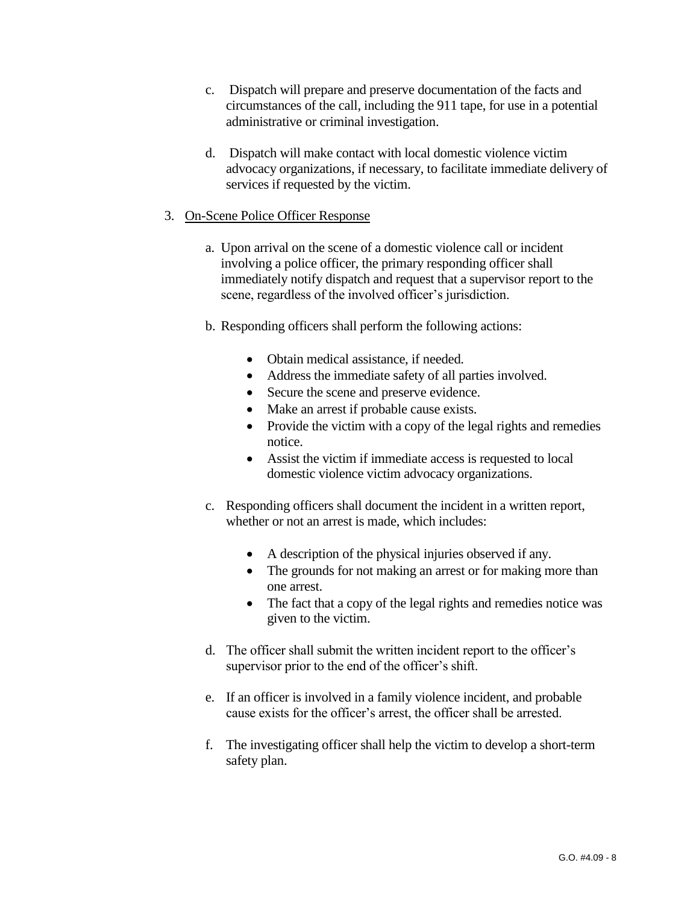c. Dispatch will prepare and preserve documentation of the facts and circumstances of the call, including the 911 tape, for use in a potential administrative or criminal investigation.

d. Dispatch will make contact with local domestic violence victim advocacy organizations, if necessary, to facilitate immediate delivery of services if requested by the victim.

3. <u>On-Scene Police Officer Response</u>

   a. Upon arrival on the scene of a domestic violence call or incident involving a police officer, the primary responding officer shall immediately notify dispatch and request that a supervisor report to the scene, regardless of the involved officer's jurisdiction.

   b. Responding officers shall perform the following actions:

      - Obtain medical assistance, if needed.
      - Address the immediate safety of all parties involved.
      - Secure the scene and preserve evidence.
      - Make an arrest if probable cause exists.
      - Provide the victim with a copy of the legal rights and remedies notice.
      - Assist the victim if immediate access is requested to local domestic violence victim advocacy organizations.

   c. Responding officers shall document the incident in a written report, whether or not an arrest is made, which includes:

      - A description of the physical injuries observed if any.
      - The grounds for not making an arrest or for making more than one arrest.
      - The fact that a copy of the legal rights and remedies notice was given to the victim.

   d. The officer shall submit the written incident report to the officer's supervisor prior to the end of the officer's shift.

   e. If an officer is involved in a family violence incident, and probable cause exists for the officer's arrest, the officer shall be arrested.

   f. The investigating officer shall help the victim to develop a short-term safety plan.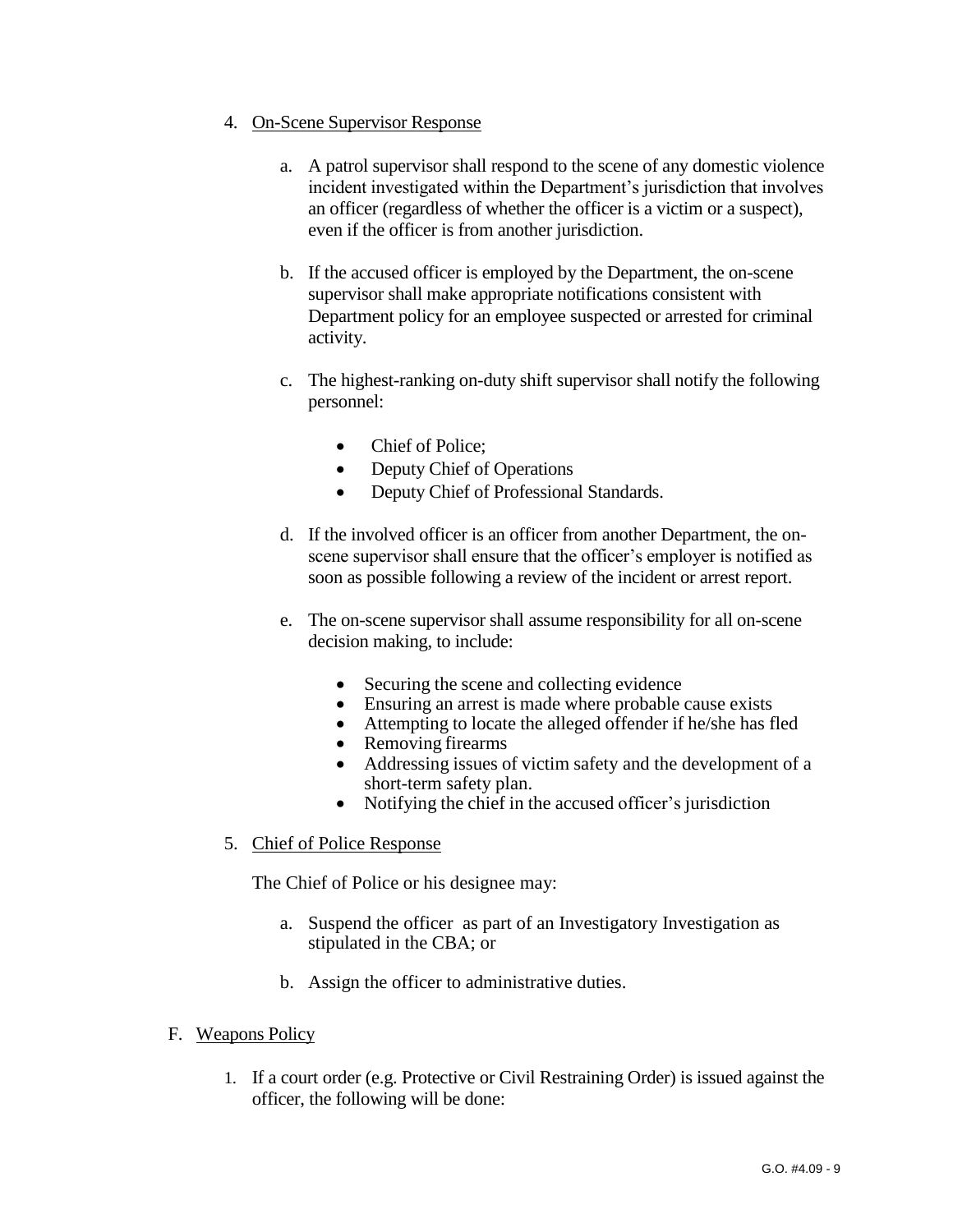4. On-Scene Supervisor Response

   a. A patrol supervisor shall respond to the scene of any domestic violence incident investigated within the Department's jurisdiction that involves an officer (regardless of whether the officer is a victim or a suspect), even if the officer is from another jurisdiction.

   b. If the accused officer is employed by the Department, the on-scene supervisor shall make appropriate notifications consistent with Department policy for an employee suspected or arrested for criminal activity.

   c. The highest-ranking on-duty shift supervisor shall notify the following personnel:

      - Chief of Police;
      - Deputy Chief of Operations
      - Deputy Chief of Professional Standards.

   d. If the involved officer is an officer from another Department, the on-scene supervisor shall ensure that the officer's employer is notified as soon as possible following a review of the incident or arrest report.

   e. The on-scene supervisor shall assume responsibility for all on-scene decision making, to include:

      - Securing the scene and collecting evidence
      - Ensuring an arrest is made where probable cause exists
      - Attempting to locate the alleged offender if he/she has fled
      - Removing firearms
      - Addressing issues of victim safety and the development of a short-term safety plan.
      - Notifying the chief in the accused officer's jurisdiction

5. Chief of Police Response

   The Chief of Police or his designee may:

   a. Suspend the officer as part of an Investigatory Investigation as stipulated in the CBA; or

   b. Assign the officer to administrative duties.

F. Weapons Policy

   1. If a court order (e.g. Protective or Civil Restraining Order) is issued against the officer, the following will be done: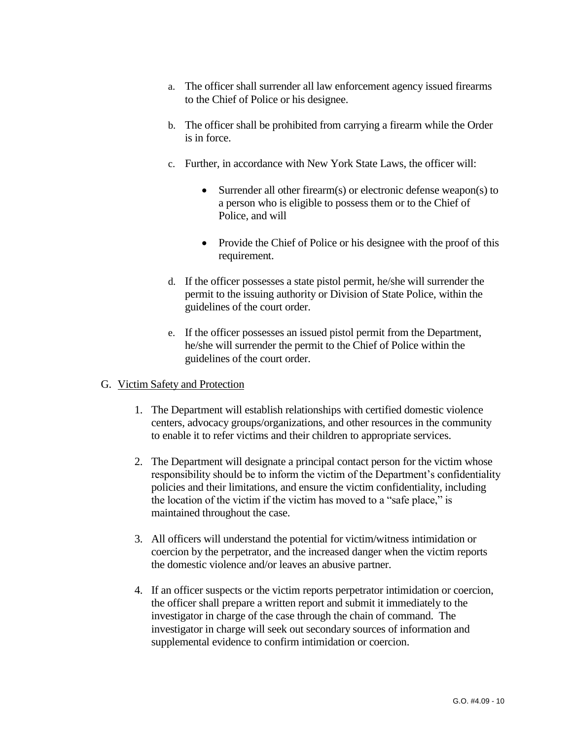a. The officer shall surrender all law enforcement agency issued firearms to the Chief of Police or his designee.

   b. The officer shall be prohibited from carrying a firearm while the Order is in force.

   c. Further, in accordance with New York State Laws, the officer will:

      - Surrender all other firearm(s) or electronic defense weapon(s) to a person who is eligible to possess them or to the Chief of Police, and will

      - Provide the Chief of Police or his designee with the proof of this requirement.

   d. If the officer possesses a state pistol permit, he/she will surrender the permit to the issuing authority or Division of State Police, within the guidelines of the court order.

   e. If the officer possesses an issued pistol permit from the Department, he/she will surrender the permit to the Chief of Police within the guidelines of the court order.

G. <u>Victim Safety and Protection</u>

   1. The Department will establish relationships with certified domestic violence centers, advocacy groups/organizations, and other resources in the community to enable it to refer victims and their children to appropriate services.

   2. The Department will designate a principal contact person for the victim whose responsibility should be to inform the victim of the Department's confidentiality policies and their limitations, and ensure the victim confidentiality, including the location of the victim if the victim has moved to a "safe place," is maintained throughout the case.

   3. All officers will understand the potential for victim/witness intimidation or coercion by the perpetrator, and the increased danger when the victim reports the domestic violence and/or leaves an abusive partner.

   4. If an officer suspects or the victim reports perpetrator intimidation or coercion, the officer shall prepare a written report and submit it immediately to the investigator in charge of the case through the chain of command. The investigator in charge will seek out secondary sources of information and supplemental evidence to confirm intimidation or coercion.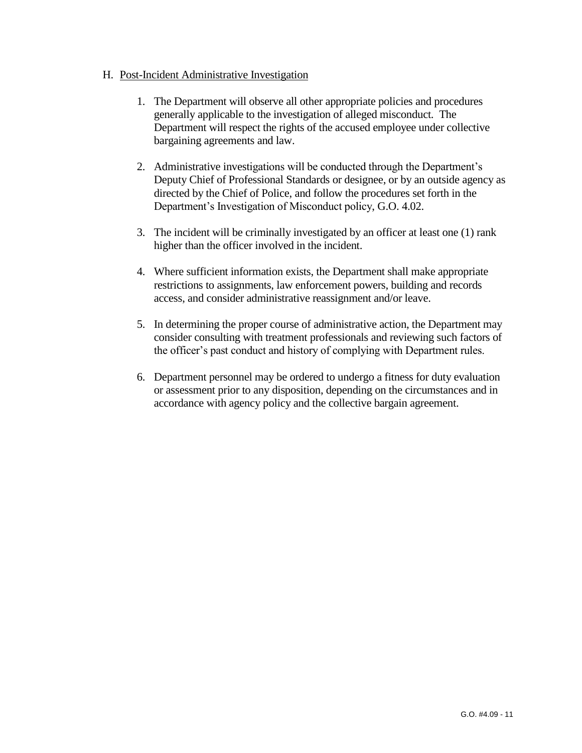H. Post-Incident Administrative Investigation

1. The Department will observe all other appropriate policies and procedures generally applicable to the investigation of alleged misconduct. The Department will respect the rights of the accused employee under collective bargaining agreements and law.

2. Administrative investigations will be conducted through the Department's Deputy Chief of Professional Standards or designee, or by an outside agency as directed by the Chief of Police, and follow the procedures set forth in the Department's Investigation of Misconduct policy, G.O. 4.02.

3. The incident will be criminally investigated by an officer at least one (1) rank higher than the officer involved in the incident.

4. Where sufficient information exists, the Department shall make appropriate restrictions to assignments, law enforcement powers, building and records access, and consider administrative reassignment and/or leave.

5. In determining the proper course of administrative action, the Department may consider consulting with treatment professionals and reviewing such factors of the officer's past conduct and history of complying with Department rules.

6. Department personnel may be ordered to undergo a fitness for duty evaluation or assessment prior to any disposition, depending on the circumstances and in accordance with agency policy and the collective bargain agreement.